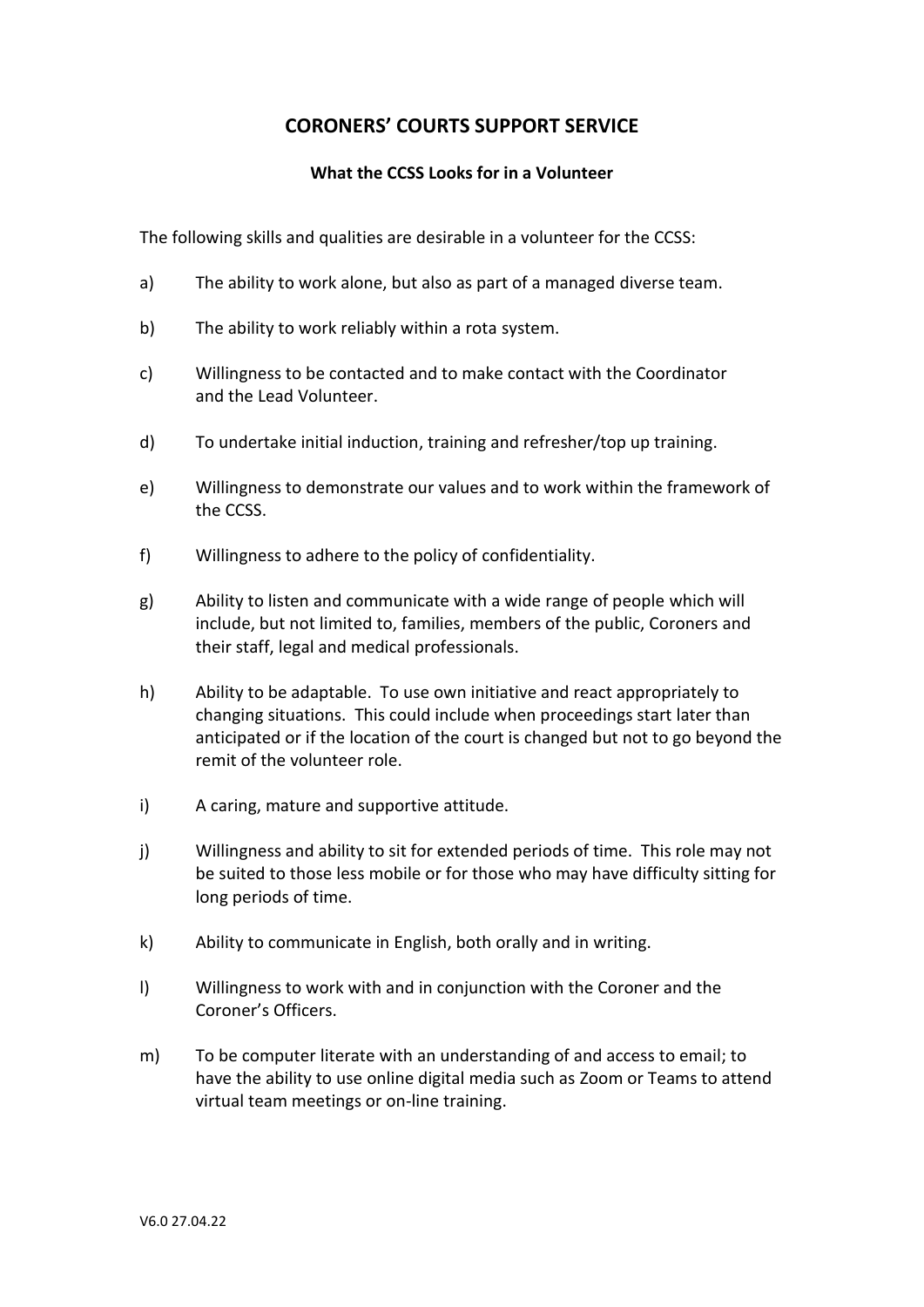# CORONERS' COURTS SUPPORT SERVICE

## What the CCSS Looks for in a Volunteer

The following skills and qualities are desirable in a volunteer for the CCSS:

a) The ability to work alone, but also as part of a managed diverse team.

b) The ability to work reliably within a rota system.

c) Willingness to be contacted and to make contact with the Coordinator and the Lead Volunteer.

d) To undertake initial induction, training and refresher/top up training.

e) Willingness to demonstrate our values and to work within the framework of the CCSS.

f) Willingness to adhere to the policy of confidentiality.

g) Ability to listen and communicate with a wide range of people which will include, but not limited to, families, members of the public, Coroners and their staff, legal and medical professionals.

h) Ability to be adaptable. To use own initiative and react appropriately to changing situations. This could include when proceedings start later than anticipated or if the location of the court is changed but not to go beyond the remit of the volunteer role.

i) A caring, mature and supportive attitude.

j) Willingness and ability to sit for extended periods of time. This role may not be suited to those less mobile or for those who may have difficulty sitting for long periods of time.

k) Ability to communicate in English, both orally and in writing.

l) Willingness to work with and in conjunction with the Coroner and the Coroner's Officers.

m) To be computer literate with an understanding of and access to email; to have the ability to use online digital media such as Zoom or Teams to attend virtual team meetings or on-line training.

V6.0 27.04.22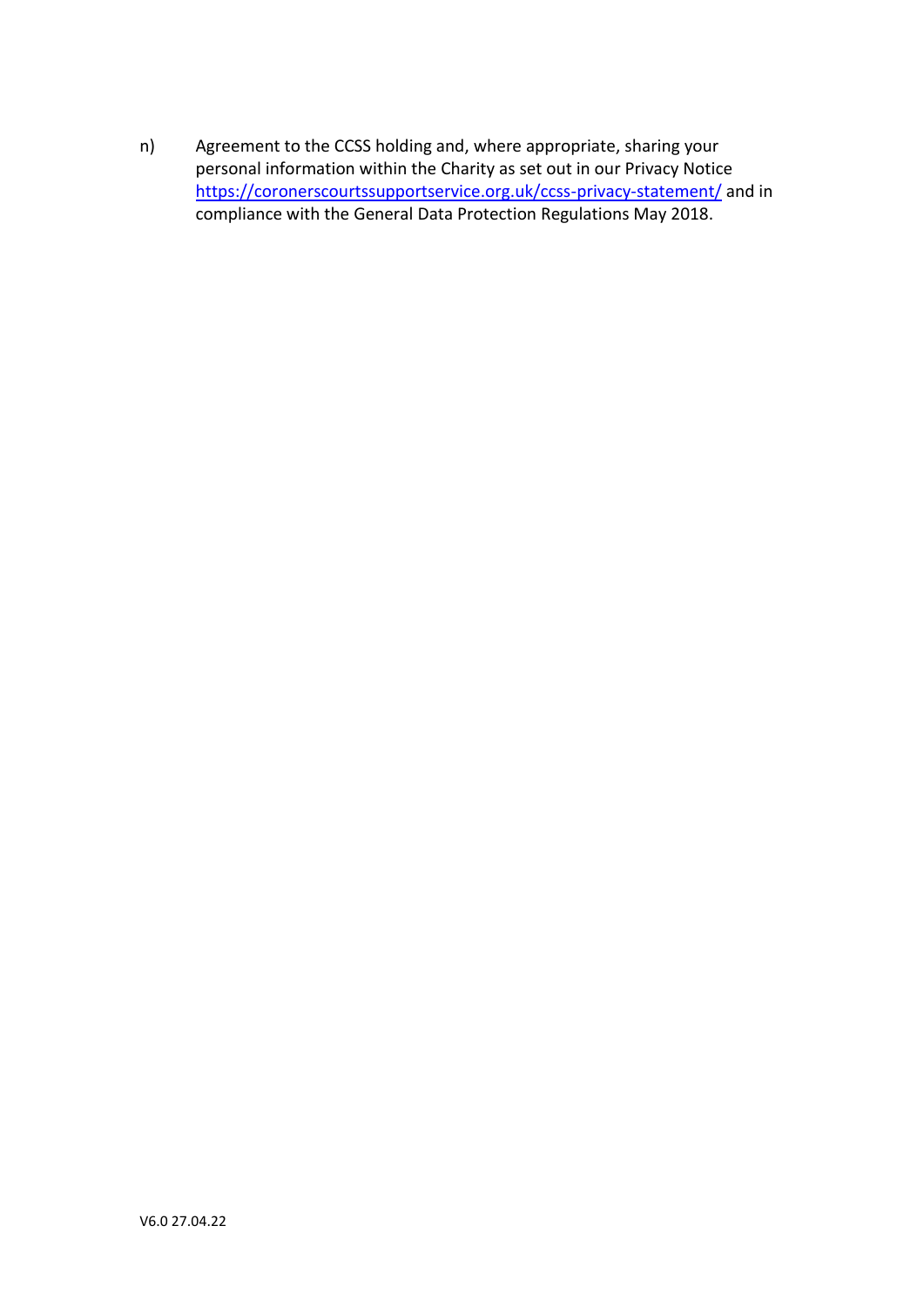n) Agreement to the CCSS holding and, where appropriate, sharing your personal information within the Charity as set out in our Privacy Notice [https://coronerscourtssupportservice.org.uk/ccss-privacy-statement/](https://coronerscourtssupportservice.org.uk/ccss-privacy-statement/) and in compliance with the General Data Protection Regulations May 2018.

V6.0 27.04.22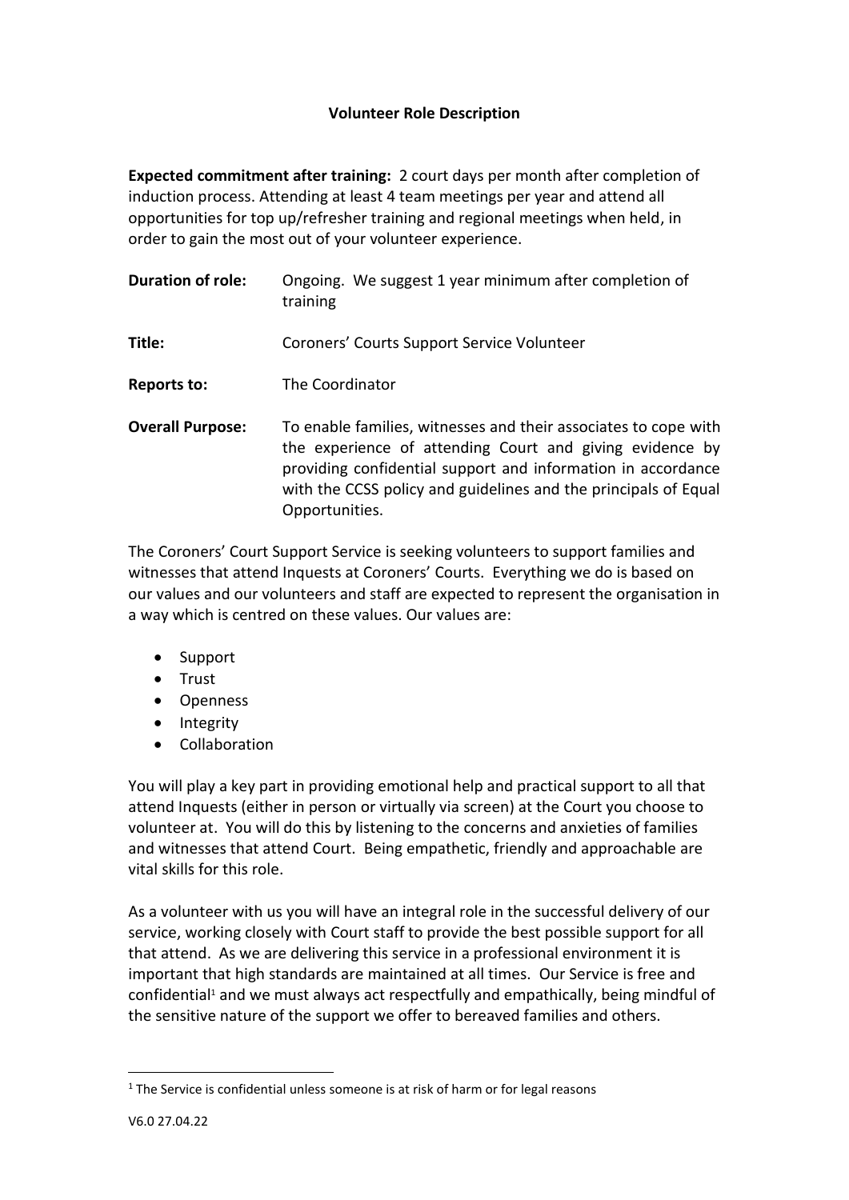**Volunteer Role Description**

**Expected commitment after training:** 2 court days per month after completion of induction process. Attending at least 4 team meetings per year and attend all opportunities for top up/refresher training and regional meetings when held, in order to gain the most out of your volunteer experience.

**Duration of role:** Ongoing. We suggest 1 year minimum after completion of training

**Title:** Coroners' Courts Support Service Volunteer

**Reports to:** The Coordinator

**Overall Purpose:** To enable families, witnesses and their associates to cope with the experience of attending Court and giving evidence by providing confidential support and information in accordance with the CCSS policy and guidelines and the principals of Equal Opportunities.

The Coroners' Court Support Service is seeking volunteers to support families and witnesses that attend Inquests at Coroners' Courts. Everything we do is based on our values and our volunteers and staff are expected to represent the organisation in a way which is centred on these values. Our values are:

- Support
- Trust
- Openness
- Integrity
- Collaboration

You will play a key part in providing emotional help and practical support to all that attend Inquests (either in person or virtually via screen) at the Court you choose to volunteer at. You will do this by listening to the concerns and anxieties of families and witnesses that attend Court. Being empathetic, friendly and approachable are vital skills for this role.

As a volunteer with us you will have an integral role in the successful delivery of our service, working closely with Court staff to provide the best possible support for all that attend. As we are delivering this service in a professional environment it is important that high standards are maintained at all times. Our Service is free and confidential[1] and we must always act respectfully and empathically, being mindful of the sensitive nature of the support we offer to bereaved families and others.

[1] The Service is confidential unless someone is at risk of harm or for legal reasons

V6.0 27.04.22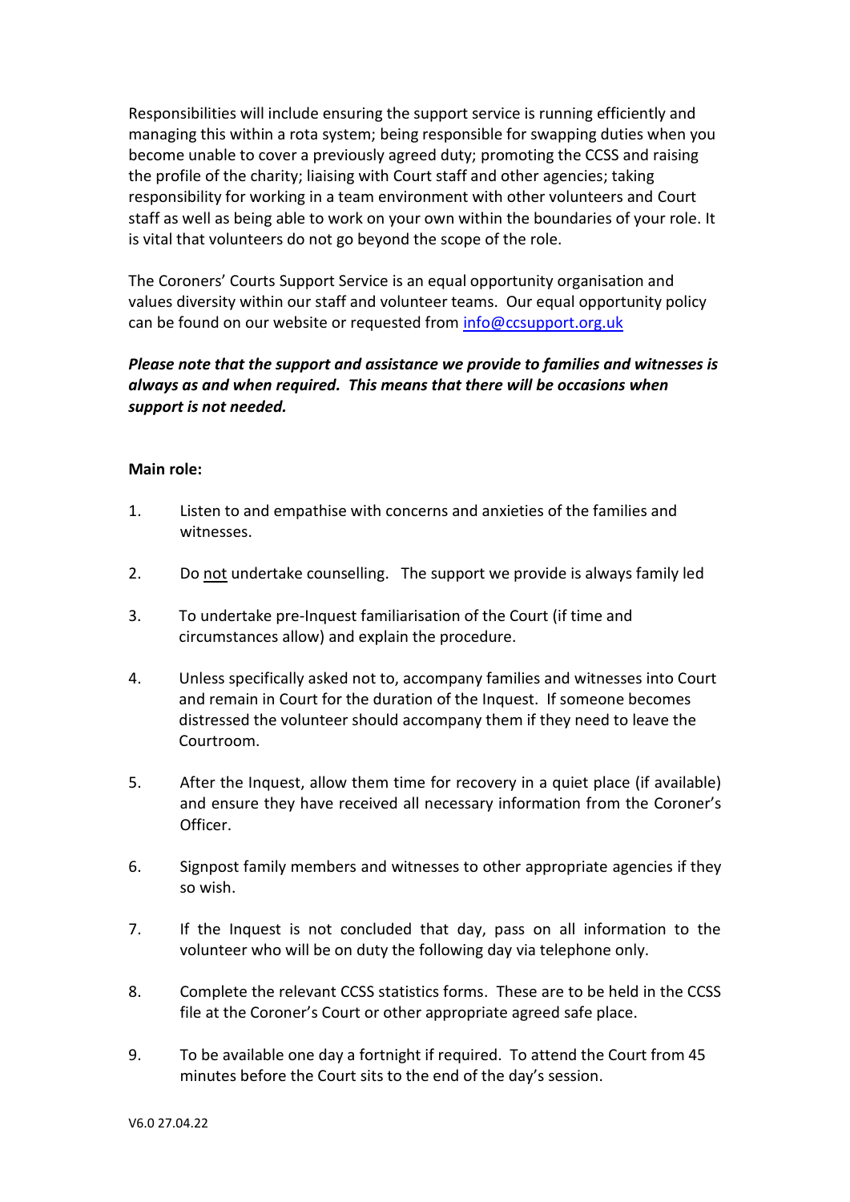Responsibilities will include ensuring the support service is running efficiently and managing this within a rota system; being responsible for swapping duties when you become unable to cover a previously agreed duty; promoting the CCSS and raising the profile of the charity; liaising with Court staff and other agencies; taking responsibility for working in a team environment with other volunteers and Court staff as well as being able to work on your own within the boundaries of your role. It is vital that volunteers do not go beyond the scope of the role.

The Coroners' Courts Support Service is an equal opportunity organisation and values diversity within our staff and volunteer teams. Our equal opportunity policy can be found on our website or requested from [info@ccsupport.org.uk](mailto:info@ccsupport.org.uk)

***Please note that the support and assistance we provide to families and witnesses is always as and when required. This means that there will be occasions when support is not needed.***

**Main role:**

1. Listen to and empathise with concerns and anxieties of the families and witnesses.
2. Do <u>not</u> undertake counselling. The support we provide is always family led
3. To undertake pre-Inquest familiarisation of the Court (if time and circumstances allow) and explain the procedure.
4. Unless specifically asked not to, accompany families and witnesses into Court and remain in Court for the duration of the Inquest. If someone becomes distressed the volunteer should accompany them if they need to leave the Courtroom.
5. After the Inquest, allow them time for recovery in a quiet place (if available) and ensure they have received all necessary information from the Coroner's Officer.
6. Signpost family members and witnesses to other appropriate agencies if they so wish.
7. If the Inquest is not concluded that day, pass on all information to the volunteer who will be on duty the following day via telephone only.
8. Complete the relevant CCSS statistics forms. These are to be held in the CCSS file at the Coroner's Court or other appropriate agreed safe place.
9. To be available one day a fortnight if required. To attend the Court from 45 minutes before the Court sits to the end of the day's session.

V6.0 27.04.22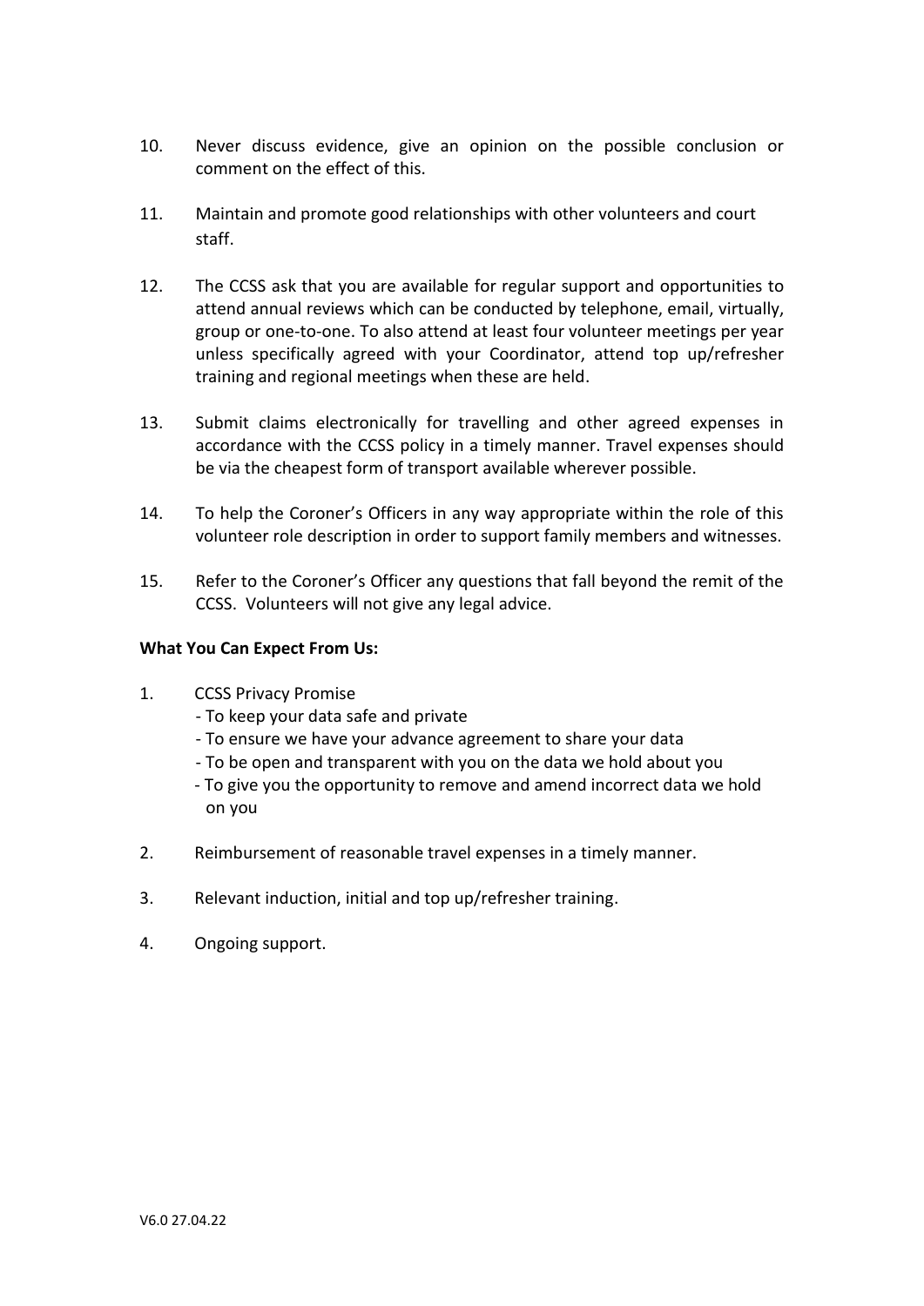10. Never discuss evidence, give an opinion on the possible conclusion or comment on the effect of this.

11. Maintain and promote good relationships with other volunteers and court staff.

12. The CCSS ask that you are available for regular support and opportunities to attend annual reviews which can be conducted by telephone, email, virtually, group or one-to-one. To also attend at least four volunteer meetings per year unless specifically agreed with your Coordinator, attend top up/refresher training and regional meetings when these are held.

13. Submit claims electronically for travelling and other agreed expenses in accordance with the CCSS policy in a timely manner. Travel expenses should be via the cheapest form of transport available wherever possible.

14. To help the Coroner's Officers in any way appropriate within the role of this volunteer role description in order to support family members and witnesses.

15. Refer to the Coroner's Officer any questions that fall beyond the remit of the CCSS. Volunteers will not give any legal advice.

**What You Can Expect From Us:**

1. CCSS Privacy Promise
   - To keep your data safe and private
   - To ensure we have your advance agreement to share your data
   - To be open and transparent with you on the data we hold about you
   - To give you the opportunity to remove and amend incorrect data we hold on you

2. Reimbursement of reasonable travel expenses in a timely manner.

3. Relevant induction, initial and top up/refresher training.

4. Ongoing support.

V6.0 27.04.22